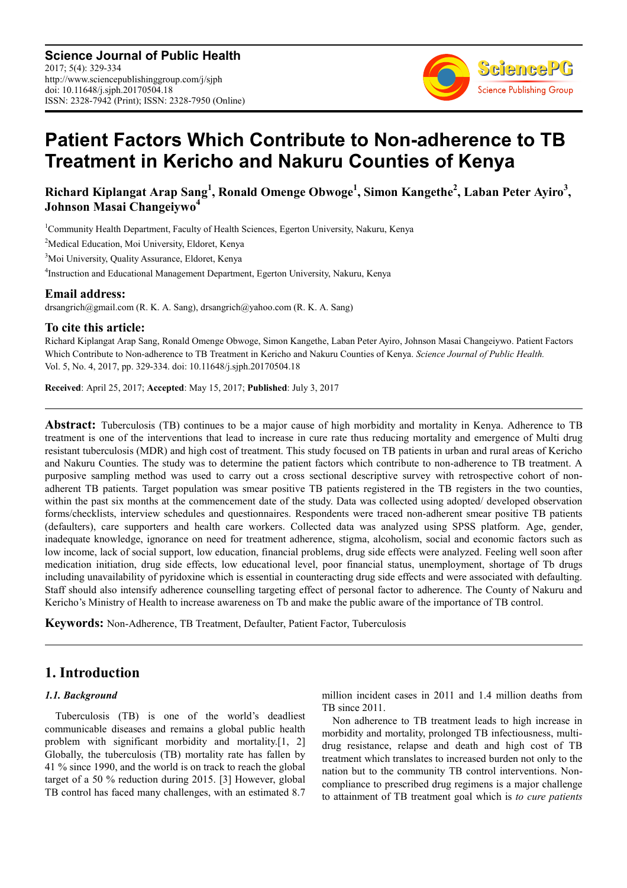**Science Journal of Public Health**
2017; 5(4): 329-334
http://www.sciencepublishinggroup.com/j/sjph
doi: 10.11648/j.sjph.20170504.18
ISSN: 2328-7942 (Print); ISSN: 2328-7950 (Online)

# Patient Factors Which Contribute to Non-adherence to TB Treatment in Kericho and Nakuru Counties of Kenya

**Richard Kiplangat Arap Sang[1], Ronald Omenge Obwoge[1], Simon Kangethe[2], Laban Peter Ayiro[3], Johnson Masai Changeiywo[4]**

[1]Community Health Department, Faculty of Health Sciences, Egerton University, Nakuru, Kenya

[2]Medical Education, Moi University, Eldoret, Kenya

[3]Moi University, Quality Assurance, Eldoret, Kenya

[4]Instruction and Educational Management Department, Egerton University, Nakuru, Kenya

### Email address:

drsangrich@gmail.com (R. K. A. Sang), drsangrich@yahoo.com (R. K. A. Sang)

### To cite this article:

Richard Kiplangat Arap Sang, Ronald Omenge Obwoge, Simon Kangethe, Laban Peter Ayiro, Johnson Masai Changeiywo. Patient Factors Which Contribute to Non-adherence to TB Treatment in Kericho and Nakuru Counties of Kenya. *Science Journal of Public Health.* Vol. 5, No. 4, 2017, pp. 329-334. doi: 10.11648/j.sjph.20170504.18

**Received**: April 25, 2017; **Accepted**: May 15, 2017; **Published**: July 3, 2017

---

**Abstract:** Tuberculosis (TB) continues to be a major cause of high morbidity and mortality in Kenya. Adherence to TB treatment is one of the interventions that lead to increase in cure rate thus reducing mortality and emergence of Multi drug resistant tuberculosis (MDR) and high cost of treatment. This study focused on TB patients in urban and rural areas of Kericho and Nakuru Counties. The study was to determine the patient factors which contribute to non-adherence to TB treatment. A purposive sampling method was used to carry out a cross sectional descriptive survey with retrospective cohort of non-adherent TB patients. Target population was smear positive TB patients registered in the TB registers in the two counties, within the past six months at the commencement date of the study. Data was collected using adopted/ developed observation forms/checklists, interview schedules and questionnaires. Respondents were traced non-adherent smear positive TB patients (defaulters), care supporters and health care workers. Collected data was analyzed using SPSS platform. Age, gender, inadequate knowledge, ignorance on need for treatment adherence, stigma, alcoholism, social and economic factors such as low income, lack of social support, low education, financial problems, drug side effects were analyzed. Feeling well soon after medication initiation, drug side effects, low educational level, poor financial status, unemployment, shortage of Tb drugs including unavailability of pyridoxine which is essential in counteracting drug side effects and were associated with defaulting. Staff should also intensify adherence counselling targeting effect of personal factor to adherence. The County of Nakuru and Kericho's Ministry of Health to increase awareness on Tb and make the public aware of the importance of TB control.

**Keywords:** Non-Adherence, TB Treatment, Defaulter, Patient Factor, Tuberculosis

---

## 1. Introduction

### *1.1. Background*

Tuberculosis (TB) is one of the world's deadliest communicable diseases and remains a global public health problem with significant morbidity and mortality.[1, 2] Globally, the tuberculosis (TB) mortality rate has fallen by 41 % since 1990, and the world is on track to reach the global target of a 50 % reduction during 2015. [3] However, global TB control has faced many challenges, with an estimated 8.7 million incident cases in 2011 and 1.4 million deaths from TB since 2011.

Non adherence to TB treatment leads to high increase in morbidity and mortality, prolonged TB infectiousness, multi-drug resistance, relapse and death and high cost of TB treatment which translates to increased burden not only to the nation but to the community TB control interventions. Non-compliance to prescribed drug regimens is a major challenge to attainment of TB treatment goal which is *to cure patients*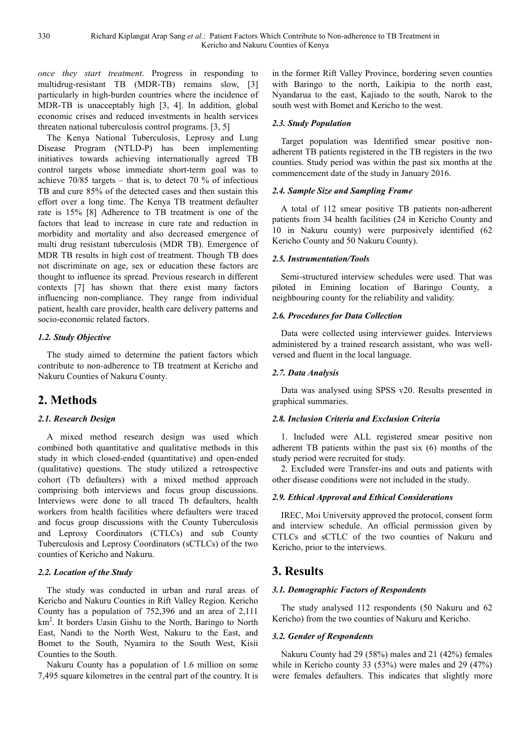*once they start treatment*. Progress in responding to multidrug-resistant TB (MDR-TB) remains slow, [3] particularly in high-burden countries where the incidence of MDR-TB is unacceptably high [3, 4]. In addition, global economic crises and reduced investments in health services threaten national tuberculosis control programs. [3, 5]

The Kenya National Tuberculosis, Leprosy and Lung Disease Program (NTLD-P) has been implementing initiatives towards achieving internationally agreed TB control targets whose immediate short-term goal was to achieve 70/85 targets – that is, to detect 70 % of infectious TB and cure 85% of the detected cases and then sustain this effort over a long time. The Kenya TB treatment defaulter rate is 15% [8] Adherence to TB treatment is one of the factors that lead to increase in cure rate and reduction in morbidity and mortality and also decreased emergence of multi drug resistant tuberculosis (MDR TB). Emergence of MDR TB results in high cost of treatment. Though TB does not discriminate on age, sex or education these factors are thought to influence its spread. Previous research in different contexts [7] has shown that there exist many factors influencing non-compliance. They range from individual patient, health care provider, health care delivery patterns and socio-economic related factors.

### *1.2. Study Objective*

The study aimed to determine the patient factors which contribute to non-adherence to TB treatment at Kericho and Nakuru Counties of Nakuru County.

## 2. Methods

### *2.1. Research Design*

A mixed method research design was used which combined both quantitative and qualitative methods in this study in which closed-ended (quantitative) and open-ended (qualitative) questions. The study utilized a retrospective cohort (Tb defaulters) with a mixed method approach comprising both interviews and focus group discussions. Interviews were done to all traced Tb defaulters, health workers from health facilities where defaulters were traced and focus group discussions with the County Tuberculosis and Leprosy Coordinators (CTLCs) and sub County Tuberculosis and Leprosy Coordinators (sCTLCs) of the two counties of Kericho and Nakuru.

### *2.2. Location of the Study*

The study was conducted in urban and rural areas of Kericho and Nakuru Counties in Rift Valley Region. Kericho County has a population of 752,396 and an area of 2,111 km$^2$. It borders Uasin Gishu to the North, Baringo to North East, Nandi to the North West, Nakuru to the East, and Bomet to the South, Nyamira to the South West, Kisii Counties to the South.

Nakuru County has a population of 1.6 million on some 7,495 square kilometres in the central part of the country. It is in the former Rift Valley Province, bordering seven counties with Baringo to the north, Laikipia to the north east, Nyandarua to the east, Kajiado to the south, Narok to the south west with Bomet and Kericho to the west.

### *2.3. Study Population*

Target population was Identified smear positive non-adherent TB patients registered in the TB registers in the two counties. Study period was within the past six months at the commencement date of the study in January 2016.

### *2.4. Sample Size and Sampling Frame*

A total of 112 smear positive TB patients non-adherent patients from 34 health facilities (24 in Kericho County and 10 in Nakuru county) were purposively identified (62 Kericho County and 50 Nakuru County).

### *2.5. Instrumentation/Tools*

Semi-structured interview schedules were used. That was piloted in Emining location of Baringo County, a neighbouring county for the reliability and validity.

### *2.6. Procedures for Data Collection*

Data were collected using interviewer guides. Interviews administered by a trained research assistant, who was well-versed and fluent in the local language.

### *2.7. Data Analysis*

Data was analysed using SPSS v20. Results presented in graphical summaries.

### *2.8. Inclusion Criteria and Exclusion Criteria*

1. Included were ALL registered smear positive non adherent TB patients within the past six (6) months of the study period were recruited for study.
2. Excluded were Transfer-ins and outs and patients with other disease conditions were not included in the study.

### *2.9. Ethical Approval and Ethical Considerations*

IREC, Moi University approved the protocol, consent form and interview schedule. An official permission given by CTLCs and sCTLC of the two counties of Nakuru and Kericho, prior to the interviews.

## 3. Results

### *3.1. Demographic Factors of Respondents*

The study analysed 112 respondents (50 Nakuru and 62 Kericho) from the two counties of Nakuru and Kericho.

### *3.2. Gender of Respondents*

Nakuru County had 29 (58%) males and 21 (42%) females while in Kericho county 33 (53%) were males and 29 (47%) were females defaulters. This indicates that slightly more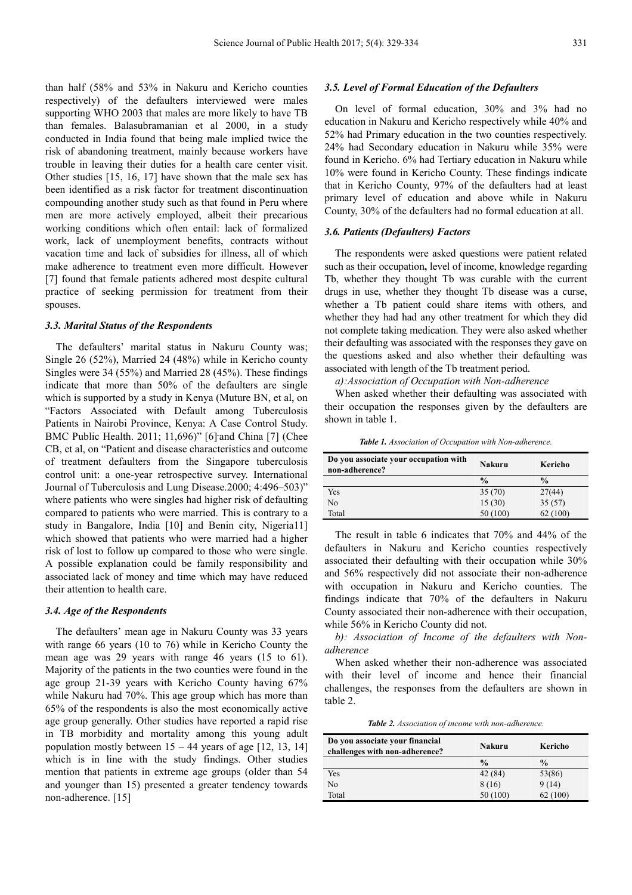than half (58% and 53% in Nakuru and Kericho counties respectively) of the defaulters interviewed were males supporting WHO 2003 that males are more likely to have TB than females. Balasubramanian et al 2000, in a study conducted in India found that being male implied twice the risk of abandoning treatment, mainly because workers have trouble in leaving their duties for a health care center visit. Other studies [15, 16, 17] have shown that the male sex has been identified as a risk factor for treatment discontinuation compounding another study such as that found in Peru where men are more actively employed, albeit their precarious working conditions which often entail: lack of formalized work, lack of unemployment benefits, contracts without vacation time and lack of subsidies for illness, all of which make adherence to treatment even more difficult. However [7] found that female patients adhered most despite cultural practice of seeking permission for treatment from their spouses.

### *3.3. Marital Status of the Respondents*

The defaulters' marital status in Nakuru County was; Single 26 (52%), Married 24 (48%) while in Kericho county Singles were 34 (55%) and Married 28 (45%). These findings indicate that more than 50% of the defaulters are single which is supported by a study in Kenya (Muture BN, et al, on "Factors Associated with Default among Tuberculosis Patients in Nairobi Province, Kenya: A Case Control Study. BMC Public Health. 2011; 11,696)" [6] and China [7] (Chee CB, et al, on "Patient and disease characteristics and outcome of treatment defaulters from the Singapore tuberculosis control unit: a one-year retrospective survey. International Journal of Tuberculosis and Lung Disease.2000; 4:496–503)" where patients who were singles had higher risk of defaulting compared to patients who were married. This is contrary to a study in Bangalore, India [10] and Benin city, Nigeria11] which showed that patients who were married had a higher risk of lost to follow up compared to those who were single. A possible explanation could be family responsibility and associated lack of money and time which may have reduced their attention to health care.

### *3.4. Age of the Respondents*

The defaulters' mean age in Nakuru County was 33 years with range 66 years (10 to 76) while in Kericho County the mean age was 29 years with range 46 years (15 to 61). Majority of the patients in the two counties were found in the age group 21-39 years with Kericho County having 67% while Nakuru had 70%. This age group which has more than 65% of the respondents is also the most economically active age group generally. Other studies have reported a rapid rise in TB morbidity and mortality among this young adult population mostly between 15 – 44 years of age [12, 13, 14] which is in line with the study findings. Other studies mention that patients in extreme age groups (older than 54 and younger than 15) presented a greater tendency towards non-adherence. [15]

### *3.5. Level of Formal Education of the Defaulters*

On level of formal education, 30% and 3% had no education in Nakuru and Kericho respectively while 40% and 52% had Primary education in the two counties respectively. 24% had Secondary education in Nakuru while 35% were found in Kericho. 6% had Tertiary education in Nakuru while 10% were found in Kericho County. These findings indicate that in Kericho County, 97% of the defaulters had at least primary level of education and above while in Nakuru County, 30% of the defaulters had no formal education at all.

### *3.6. Patients (Defaulters) Factors*

The respondents were asked questions were patient related such as their occupation**,** level of income, knowledge regarding Tb, whether they thought Tb was curable with the current drugs in use, whether they thought Tb disease was a curse, whether a Tb patient could share items with others, and whether they had had any other treatment for which they did not complete taking medication. They were also asked whether their defaulting was associated with the responses they gave on the questions asked and also whether their defaulting was associated with length of the Tb treatment period.

*a):Association of Occupation with Non-adherence*

When asked whether their defaulting was associated with their occupation the responses given by the defaulters are shown in table 1.

***Table 1.*** *Association of Occupation with Non-adherence.*

| Do you associate your occupation with non-adherence? | Nakuru | Kericho |
|---|---|---|
| | % | % |
| Yes | 35 (70) | 27(44) |
| No | 15 (30) | 35 (57) |
| Total | 50 (100) | 62 (100) |

The result in table 6 indicates that 70% and 44% of the defaulters in Nakuru and Kericho counties respectively associated their defaulting with their occupation while 30% and 56% respectively did not associate their non-adherence with occupation in Nakuru and Kericho counties. The findings indicate that 70% of the defaulters in Nakuru County associated their non-adherence with their occupation, while 56% in Kericho County did not.

*b): Association of Income of the defaulters with Non-adherence*

When asked whether their non-adherence was associated with their level of income and hence their financial challenges, the responses from the defaulters are shown in table 2.

***Table 2.*** *Association of income with non-adherence.*

| Do you associate your financial challenges with non-adherence? | Nakuru | Kericho |
|---|---|---|
| | % | % |
| Yes | 42 (84) | 53(86) |
| No | 8 (16) | 9 (14) |
| Total | 50 (100) | 62 (100) |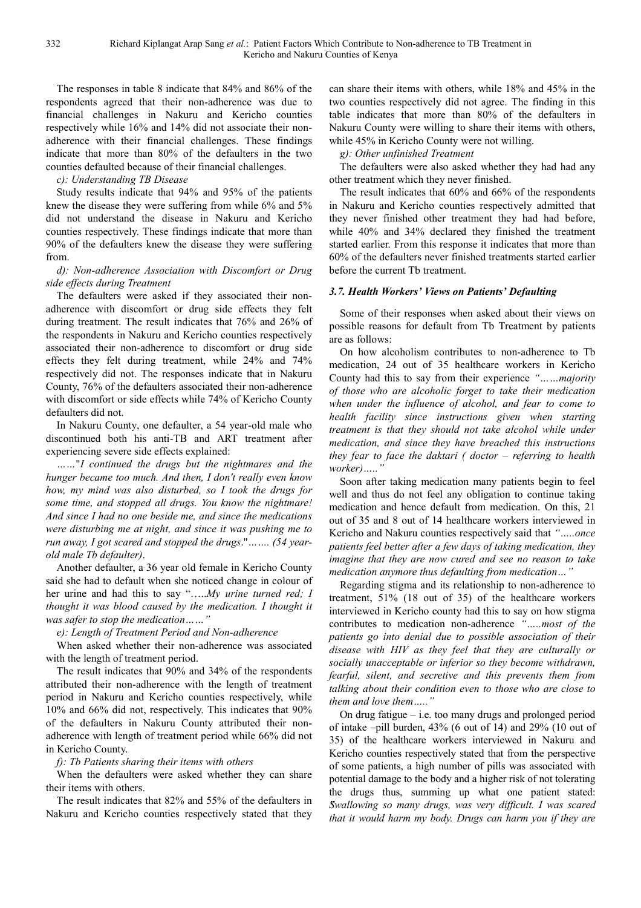The responses in table 8 indicate that 84% and 86% of the respondents agreed that their non-adherence was due to financial challenges in Nakuru and Kericho counties respectively while 16% and 14% did not associate their non-adherence with their financial challenges. These findings indicate that more than 80% of the defaulters in the two counties defaulted because of their financial challenges.

*c): Understanding TB Disease*

Study results indicate that 94% and 95% of the patients knew the disease they were suffering from while 6% and 5% did not understand the disease in Nakuru and Kericho counties respectively. These findings indicate that more than 90% of the defaulters knew the disease they were suffering from.

*d): Non-adherence Association with Discomfort or Drug side effects during Treatment*

The defaulters were asked if they associated their non-adherence with discomfort or drug side effects they felt during treatment. The result indicates that 76% and 26% of the respondents in Nakuru and Kericho counties respectively associated their non-adherence to discomfort or drug side effects they felt during treatment, while 24% and 74% respectively did not. The responses indicate that in Nakuru County, 76% of the defaulters associated their non-adherence with discomfort or side effects while 74% of Kericho County defaulters did not.

In Nakuru County, one defaulter, a 54 year-old male who discontinued both his anti-TB and ART treatment after experiencing severe side effects explained:

*……"I continued the drugs but the nightmares and the hunger became too much. And then, I don't really even know how, my mind was also disturbed, so I took the drugs for some time, and stopped all drugs. You know the nightmare! And since I had no one beside me, and since the medications were disturbing me at night, and since it was pushing me to run away, I got scared and stopped the drugs."……. (54 year-old male Tb defaulter).*

Another defaulter, a 36 year old female in Kericho County said she had to default when she noticed change in colour of her urine and had this to say "…..*My urine turned red; I thought it was blood caused by the medication. I thought it was safer to stop the medication……"*

*e): Length of Treatment Period and Non-adherence*

When asked whether their non-adherence was associated with the length of treatment period.

The result indicates that 90% and 34% of the respondents attributed their non-adherence with the length of treatment period in Nakuru and Kericho counties respectively, while 10% and 66% did not, respectively. This indicates that 90% of the defaulters in Nakuru County attributed their non-adherence with length of treatment period while 66% did not in Kericho County.

*f): Tb Patients sharing their items with others*

When the defaulters were asked whether they can share their items with others.

The result indicates that 82% and 55% of the defaulters in Nakuru and Kericho counties respectively stated that they can share their items with others, while 18% and 45% in the two counties respectively did not agree. The finding in this table indicates that more than 80% of the defaulters in Nakuru County were willing to share their items with others, while 45% in Kericho County were not willing.

*g): Other unfinished Treatment*

The defaulters were also asked whether they had had any other treatment which they never finished.

The result indicates that 60% and 66% of the respondents in Nakuru and Kericho counties respectively admitted that they never finished other treatment they had had before, while 40% and 34% declared they finished the treatment started earlier. From this response it indicates that more than 60% of the defaulters never finished treatments started earlier before the current Tb treatment.

### *3.7. Health Workers' Views on Patients' Defaulting*

Some of their responses when asked about their views on possible reasons for default from Tb Treatment by patients are as follows:

On how alcoholism contributes to non-adherence to Tb medication, 24 out of 35 healthcare workers in Kericho County had this to say from their experience *"……majority of those who are alcoholic forget to take their medication when under the influence of alcohol, and fear to come to health facility since instructions given when starting treatment is that they should not take alcohol while under medication, and since they have breached this instructions they fear to face the daktari ( doctor – referring to health worker)….."*

Soon after taking medication many patients begin to feel well and thus do not feel any obligation to continue taking medication and hence default from medication. On this, 21 out of 35 and 8 out of 14 healthcare workers interviewed in Kericho and Nakuru counties respectively said that *"…..once patients feel better after a few days of taking medication, they imagine that they are now cured and see no reason to take medication anymore thus defaulting from medication…"*

Regarding stigma and its relationship to non-adherence to treatment, 51% (18 out of 35) of the healthcare workers interviewed in Kericho county had this to say on how stigma contributes to medication non-adherence *"…..most of the patients go into denial due to possible association of their disease with HIV as they feel that they are culturally or socially unacceptable or inferior so they become withdrawn, fearful, silent, and secretive and this prevents them from talking about their condition even to those who are close to them and love them….."*

On drug fatigue – i.e. too many drugs and prolonged period of intake –pill burden, 43% (6 out of 14) and 29% (10 out of 35) of the healthcare workers interviewed in Nakuru and Kericho counties respectively stated that from the perspective of some patients, a high number of pills was associated with potential damage to the body and a higher risk of not tolerating the drugs thus, summing up what one patient stated: *Swallowing so many drugs, was very difficult. I was scared that it would harm my body. Drugs can harm you if they are*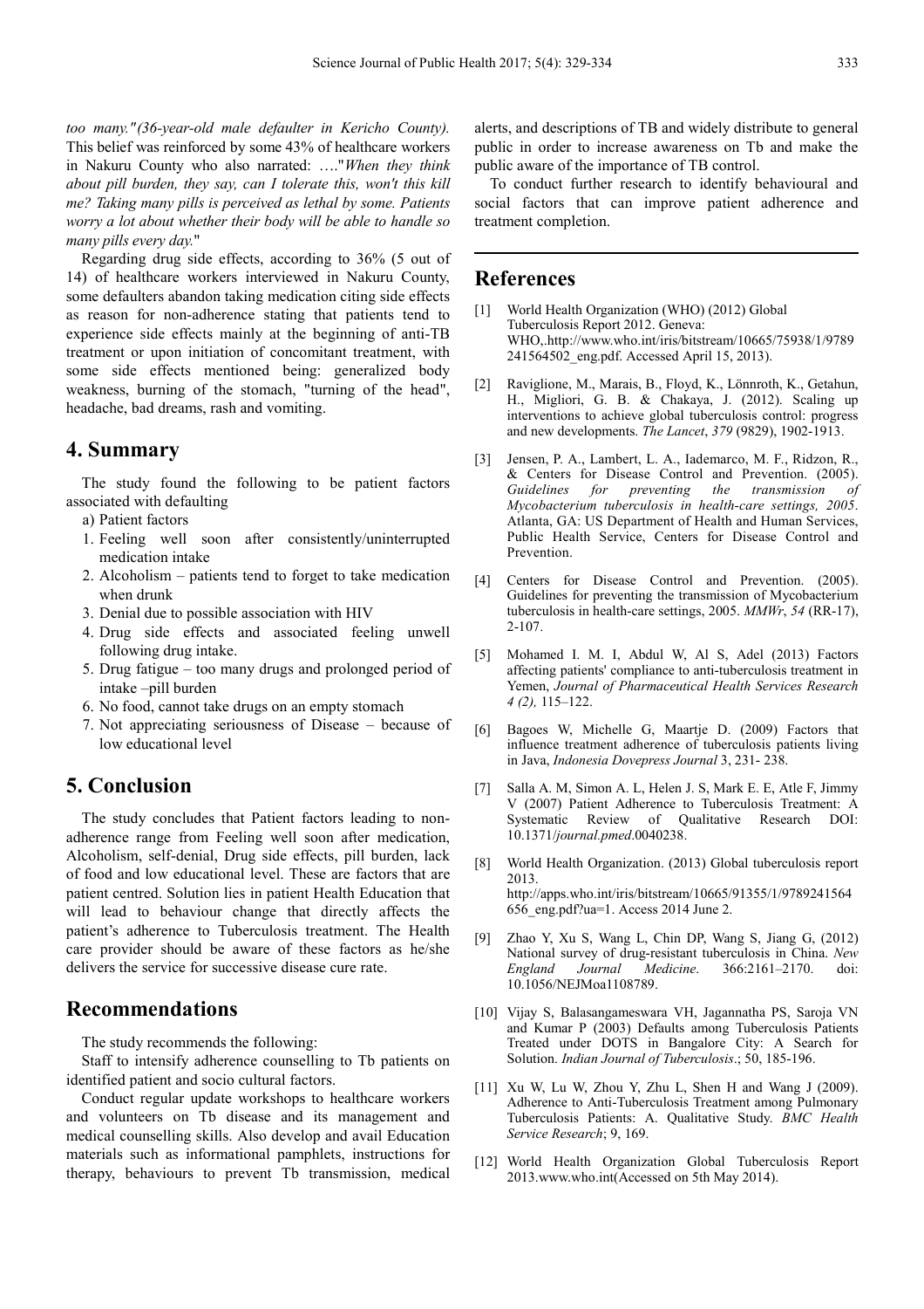*too many."(36-year-old male defaulter in Kericho County).* This belief was reinforced by some 43% of healthcare workers in Nakuru County who also narrated: …."*When they think about pill burden, they say, can I tolerate this, won't this kill me? Taking many pills is perceived as lethal by some. Patients worry a lot about whether their body will be able to handle so many pills every day.*"

Regarding drug side effects, according to 36% (5 out of 14) of healthcare workers interviewed in Nakuru County, some defaulters abandon taking medication citing side effects as reason for non-adherence stating that patients tend to experience side effects mainly at the beginning of anti-TB treatment or upon initiation of concomitant treatment, with some side effects mentioned being: generalized body weakness, burning of the stomach, "turning of the head", headache, bad dreams, rash and vomiting.

## 4. Summary

The study found the following to be patient factors associated with defaulting

a) Patient factors

1. Feeling well soon after consistently/uninterrupted medication intake
2. Alcoholism – patients tend to forget to take medication when drunk
3. Denial due to possible association with HIV
4. Drug side effects and associated feeling unwell following drug intake.
5. Drug fatigue – too many drugs and prolonged period of intake –pill burden
6. No food, cannot take drugs on an empty stomach
7. Not appreciating seriousness of Disease – because of low educational level

## 5. Conclusion

The study concludes that Patient factors leading to non-adherence range from Feeling well soon after medication, Alcoholism, self-denial, Drug side effects, pill burden, lack of food and low educational level. These are factors that are patient centred. Solution lies in patient Health Education that will lead to behaviour change that directly affects the patient's adherence to Tuberculosis treatment. The Health care provider should be aware of these factors as he/she delivers the service for successive disease cure rate.

## Recommendations

The study recommends the following:

Staff to intensify adherence counselling to Tb patients on identified patient and socio cultural factors.

Conduct regular update workshops to healthcare workers and volunteers on Tb disease and its management and medical counselling skills. Also develop and avail Education materials such as informational pamphlets, instructions for therapy, behaviours to prevent Tb transmission, medical alerts, and descriptions of TB and widely distribute to general public in order to increase awareness on Tb and make the public aware of the importance of TB control.

To conduct further research to identify behavioural and social factors that can improve patient adherence and treatment completion.

## References

[1] World Health Organization (WHO) (2012) Global Tuberculosis Report 2012. Geneva: WHO,.http://www.who.int/iris/bitstream/10665/75938/1/9789241564502_eng.pdf. Accessed April 15, 2013).

[2] Raviglione, M., Marais, B., Floyd, K., Lönnroth, K., Getahun, H., Migliori, G. B. & Chakaya, J. (2012). Scaling up interventions to achieve global tuberculosis control: progress and new developments. *The Lancet*, *379* (9829), 1902-1913.

[3] Jensen, P. A., Lambert, L. A., Iademarco, M. F., Ridzon, R., & Centers for Disease Control and Prevention. (2005). *Guidelines for preventing the transmission of Mycobacterium tuberculosis in health-care settings, 2005*. Atlanta, GA: US Department of Health and Human Services, Public Health Service, Centers for Disease Control and Prevention.

[4] Centers for Disease Control and Prevention. (2005). Guidelines for preventing the transmission of Mycobacterium tuberculosis in health-care settings, 2005. *MMWr*, *54* (RR-17), 2-107.

[5] Mohamed I. M. I, Abdul W, Al S, Adel (2013) Factors affecting patients' compliance to anti-tuberculosis treatment in Yemen, *Journal of Pharmaceutical Health Services Research 4 (2),* 115–122.

[6] Bagoes W, Michelle G, Maartje D. (2009) Factors that influence treatment adherence of tuberculosis patients living in Java, *Indonesia Dovepress Journal* 3, 231- 238.

[7] Salla A. M, Simon A. L, Helen J. S, Mark E. E, Atle F, Jimmy V (2007) Patient Adherence to Tuberculosis Treatment: A Systematic Review of Qualitative Research DOI: 10.1371/*journal.pmed*.0040238.

[8] World Health Organization. (2013) Global tuberculosis report 2013. http://apps.who.int/iris/bitstream/10665/91355/1/9789241564656_eng.pdf?ua=1. Access 2014 June 2.

[9] Zhao Y, Xu S, Wang L, Chin DP, Wang S, Jiang G, (2012) National survey of drug-resistant tuberculosis in China. *New England Journal Medicine*. 366:2161–2170. doi: 10.1056/NEJMoa1108789.

[10] Vijay S, Balasangameswara VH, Jagannatha PS, Saroja VN and Kumar P (2003) Defaults among Tuberculosis Patients Treated under DOTS in Bangalore City: A Search for Solution. *Indian Journal of Tuberculosis*.; 50, 185-196.

[11] Xu W, Lu W, Zhou Y, Zhu L, Shen H and Wang J (2009). Adherence to Anti-Tuberculosis Treatment among Pulmonary Tuberculosis Patients: A. Qualitative Study. *BMC Health Service Research*; 9, 169.

[12] World Health Organization Global Tuberculosis Report 2013.www.who.int(Accessed on 5th May 2014).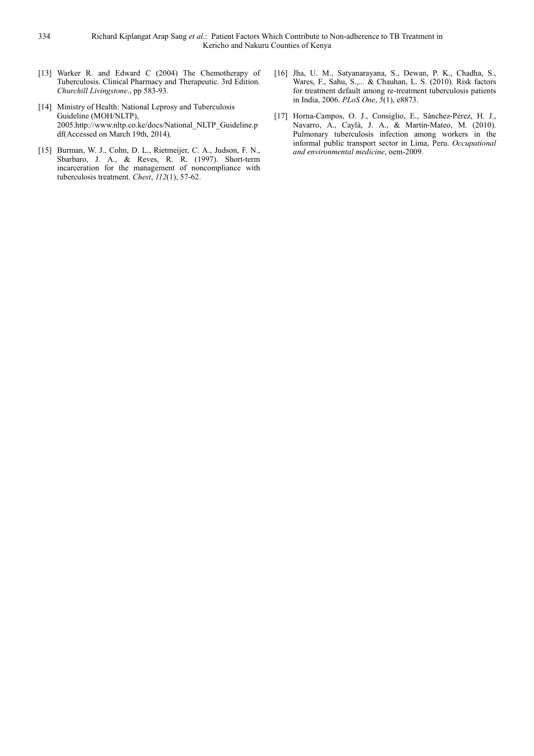[13] Warker R. and Edward C (2004) The Chemotherapy of Tuberculosis. Clinical Pharmacy and Therapeutic. 3rd Edition. *Churchill Livingstone*., pp 583-93.

[14] Ministry of Health: National Leprosy and Tuberculosis Guideline (MOH/NLTP), 2005.http://www.nltp.co.ke/docs/National_NLTP_Guideline.pdf(Accessed on March 19th, 2014).

[15] Burman, W. J., Cohn, D. L., Rietmeijer, C. A., Judson, F. N., Sbarbaro, J. A., & Reves, R. R. (1997). Short-term incarceration for the management of noncompliance with tuberculosis treatment. *Chest*, *112*(1), 57-62.

[16] Jha, U. M., Satyanarayana, S., Dewan, P. K., Chadha, S., Wares, F., Sahu, S.,... & Chauhan, L. S. (2010). Risk factors for treatment default among re-treatment tuberculosis patients in India, 2006. *PLoS One*, *5*(1), e8873.

[17] Horna-Campos, O. J., Consiglio, E., Sánchez-Pérez, H. J., Navarro, A., Caylà, J. A., & Martín-Mateo, M. (2010). Pulmonary tuberculosis infection among workers in the informal public transport sector in Lima, Peru. *Occupational and environmental medicine*, oem-2009.